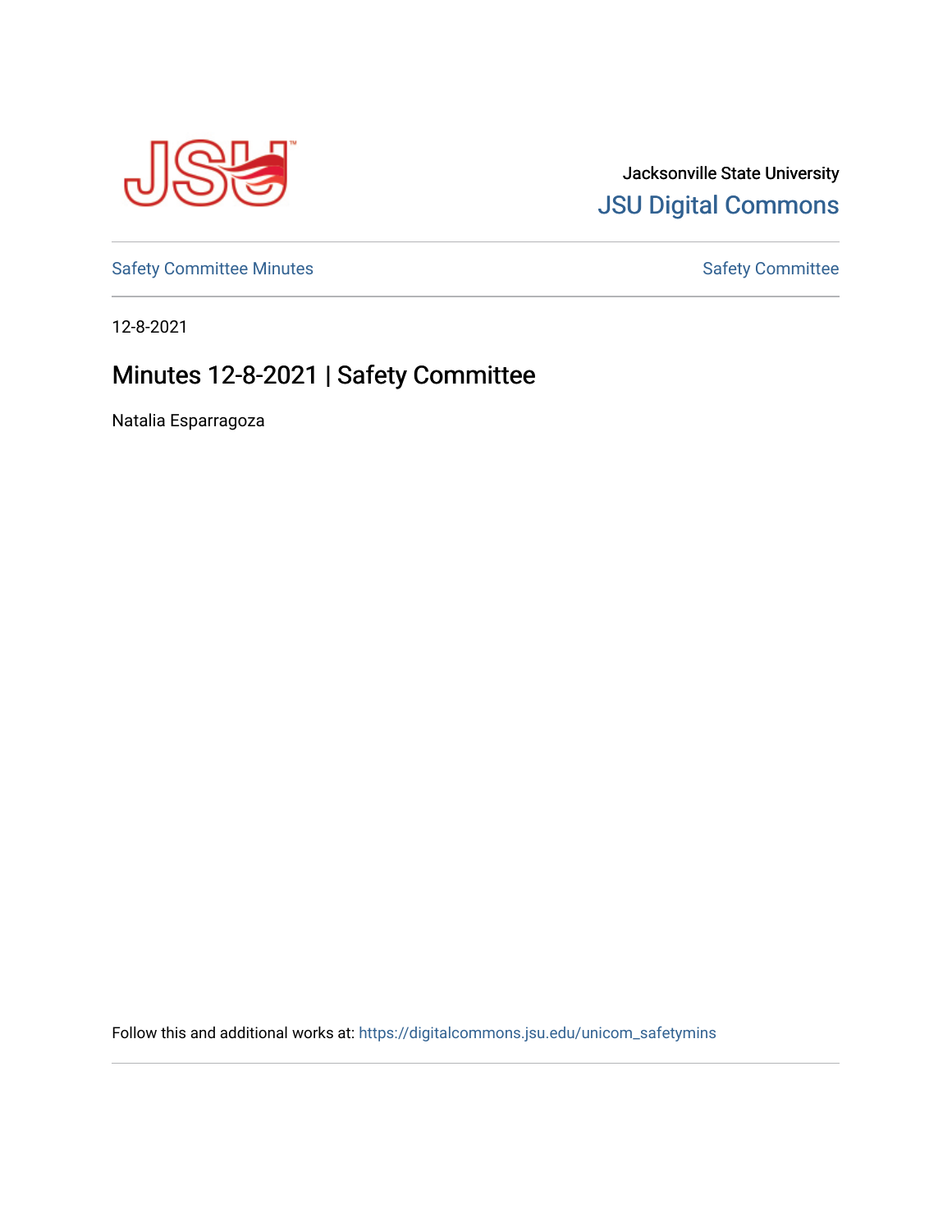Jacksonville State University

JSU Digital Commons

Safety Committee Minutes

Safety Committee

12-8-2021

# Minutes 12-8-2021 | Safety Committee

Natalia Esparragoza

Follow this and additional works at: https://digitalcommons.jsu.edu/unicom_safetymins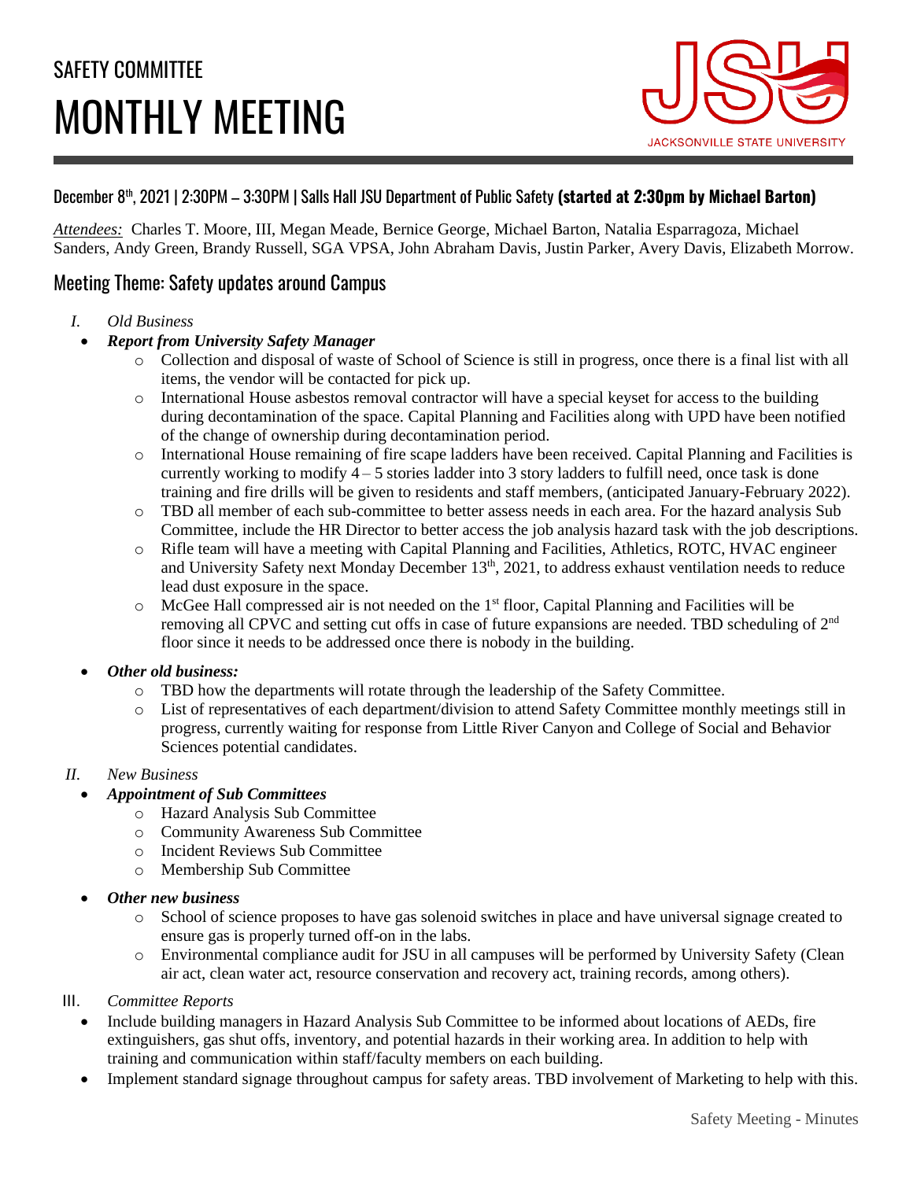# SAFETY COMMITTEE
# MONTHLY MEETING

December 8th, 2021 | 2:30PM – 3:30PM | Salls Hall JSU Department of Public Safety **(started at 2:30pm by Michael Barton)**

*Attendees:* Charles T. Moore, III, Megan Meade, Bernice George, Michael Barton, Natalia Esparragoza, Michael Sanders, Andy Green, Brandy Russell, SGA VPSA, John Abraham Davis, Justin Parker, Avery Davis, Elizabeth Morrow.

## Meeting Theme: Safety updates around Campus

I. *Old Business*

- ***Report from University Safety Manager***
  - Collection and disposal of waste of School of Science is still in progress, once there is a final list with all items, the vendor will be contacted for pick up.
  - International House asbestos removal contractor will have a special keyset for access to the building during decontamination of the space. Capital Planning and Facilities along with UPD have been notified of the change of ownership during decontamination period.
  - International House remaining of fire scape ladders have been received. Capital Planning and Facilities is currently working to modify 4 – 5 stories ladder into 3 story ladders to fulfill need, once task is done training and fire drills will be given to residents and staff members, (anticipated January-February 2022).
  - TBD all member of each sub-committee to better assess needs in each area. For the hazard analysis Sub Committee, include the HR Director to better access the job analysis hazard task with the job descriptions.
  - Rifle team will have a meeting with Capital Planning and Facilities, Athletics, ROTC, HVAC engineer and University Safety next Monday December 13th, 2021, to address exhaust ventilation needs to reduce lead dust exposure in the space.
  - McGee Hall compressed air is not needed on the 1st floor, Capital Planning and Facilities will be removing all CPVC and setting cut offs in case of future expansions are needed. TBD scheduling of 2nd floor since it needs to be addressed once there is nobody in the building.

- ***Other old business:***
  - TBD how the departments will rotate through the leadership of the Safety Committee.
  - List of representatives of each department/division to attend Safety Committee monthly meetings still in progress, currently waiting for response from Little River Canyon and College of Social and Behavior Sciences potential candidates.

II. *New Business*

- ***Appointment of Sub Committees***
  - Hazard Analysis Sub Committee
  - Community Awareness Sub Committee
  - Incident Reviews Sub Committee
  - Membership Sub Committee

- ***Other new business***
  - School of science proposes to have gas solenoid switches in place and have universal signage created to ensure gas is properly turned off-on in the labs.
  - Environmental compliance audit for JSU in all campuses will be performed by University Safety (Clean air act, clean water act, resource conservation and recovery act, training records, among others).

III. *Committee Reports*

- Include building managers in Hazard Analysis Sub Committee to be informed about locations of AEDs, fire extinguishers, gas shut offs, inventory, and potential hazards in their working area. In addition to help with training and communication within staff/faculty members on each building.
- Implement standard signage throughout campus for safety areas. TBD involvement of Marketing to help with this.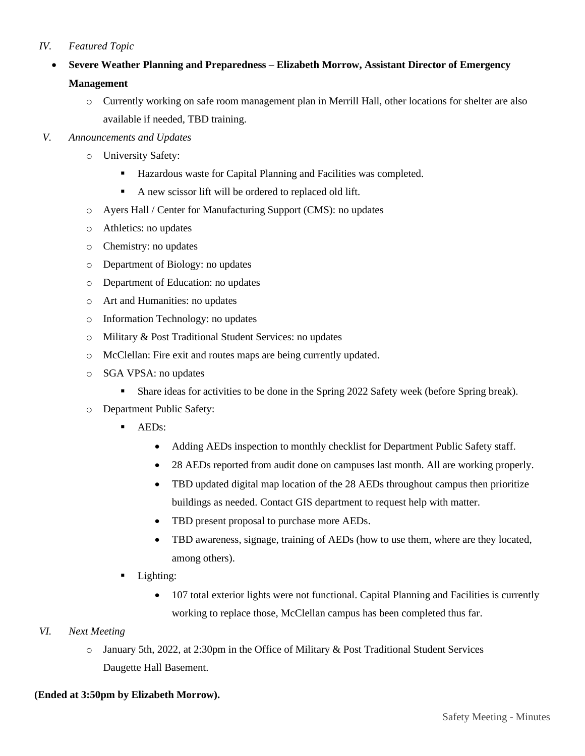IV. *Featured Topic*

- **Severe Weather Planning and Preparedness – Elizabeth Morrow, Assistant Director of Emergency Management**
  - Currently working on safe room management plan in Merrill Hall, other locations for shelter are also available if needed, TBD training.

V. *Announcements and Updates*

- University Safety:
  - Hazardous waste for Capital Planning and Facilities was completed.
  - A new scissor lift will be ordered to replaced old lift.
- Ayers Hall / Center for Manufacturing Support (CMS): no updates
- Athletics: no updates
- Chemistry: no updates
- Department of Biology: no updates
- Department of Education: no updates
- Art and Humanities: no updates
- Information Technology: no updates
- Military & Post Traditional Student Services: no updates
- McClellan: Fire exit and routes maps are being currently updated.
- SGA VPSA: no updates
  - Share ideas for activities to be done in the Spring 2022 Safety week (before Spring break).
- Department Public Safety:
  - AEDs:
    - Adding AEDs inspection to monthly checklist for Department Public Safety staff.
    - 28 AEDs reported from audit done on campuses last month. All are working properly.
    - TBD updated digital map location of the 28 AEDs throughout campus then prioritize buildings as needed. Contact GIS department to request help with matter.
    - TBD present proposal to purchase more AEDs.
    - TBD awareness, signage, training of AEDs (how to use them, where are they located, among others).
  - Lighting:
    - 107 total exterior lights were not functional. Capital Planning and Facilities is currently working to replace those, McClellan campus has been completed thus far.

VI. *Next Meeting*

- January 5th, 2022, at 2:30pm in the Office of Military & Post Traditional Student Services Daugette Hall Basement.

**(Ended at 3:50pm by Elizabeth Morrow).**